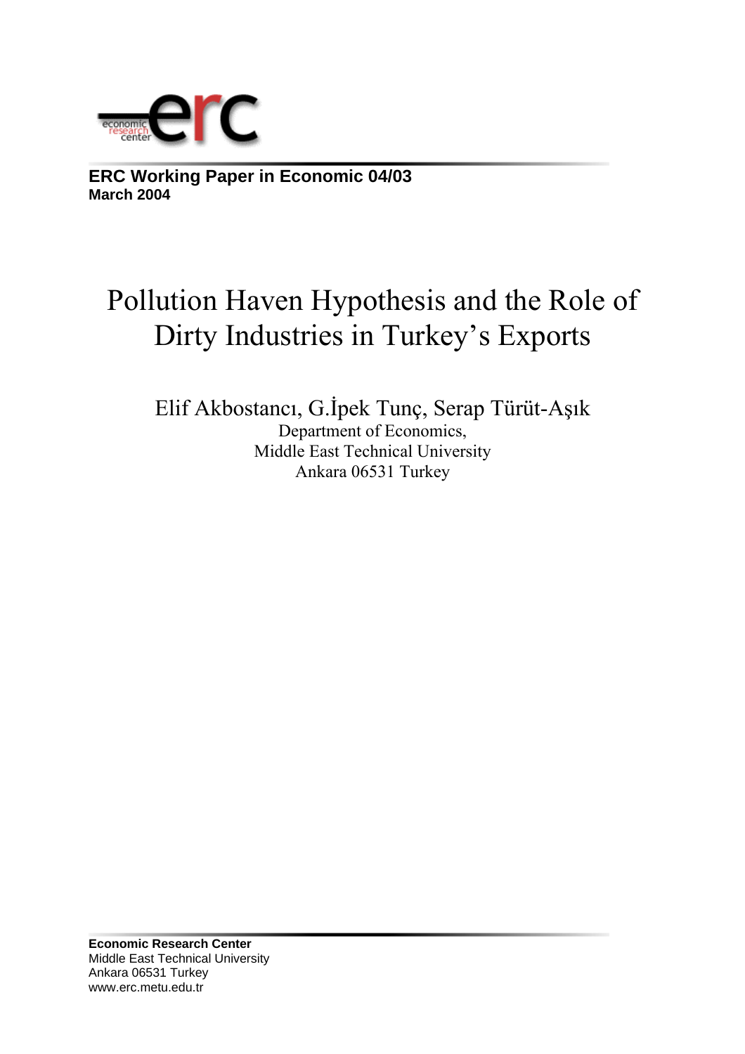**ERC Working Paper in Economic 04/03**
**March 2004**

# Pollution Haven Hypothesis and the Role of Dirty Industries in Turkey's Exports

Elif Akbostancı, G.İpek Tunç, Serap Türüt-Aşık
Department of Economics,
Middle East Technical University
Ankara 06531 Turkey

**Economic Research Center**
Middle East Technical University
Ankara 06531 Turkey
www.erc.metu.edu.tr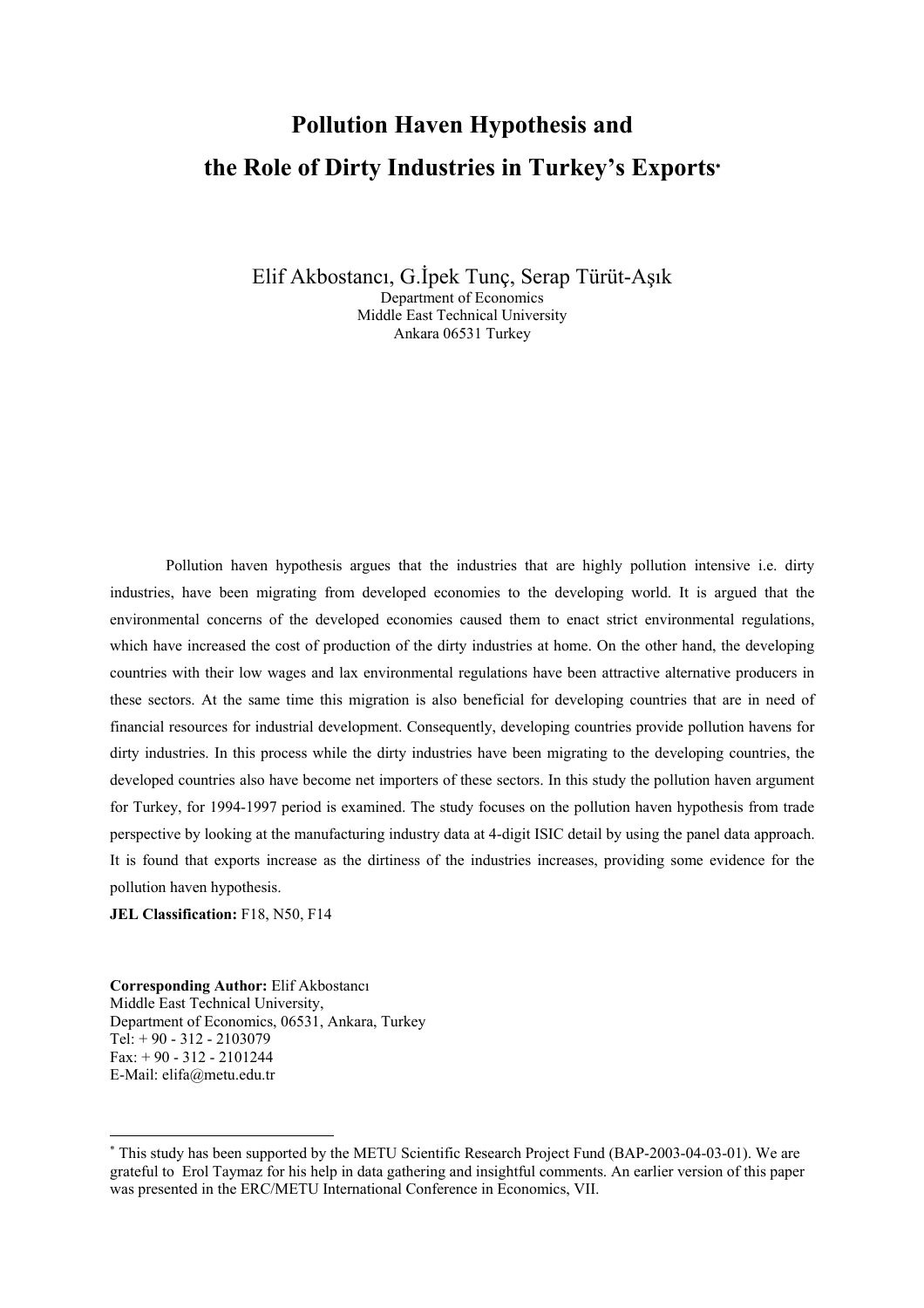# Pollution Haven Hypothesis and the Role of Dirty Industries in Turkey's Exports[*]

Elif Akbostancı, G.İpek Tunç, Serap Türüt-Aşık
Department of Economics
Middle East Technical University
Ankara 06531 Turkey

Pollution haven hypothesis argues that the industries that are highly pollution intensive i.e. dirty industries, have been migrating from developed economies to the developing world. It is argued that the environmental concerns of the developed economies caused them to enact strict environmental regulations, which have increased the cost of production of the dirty industries at home. On the other hand, the developing countries with their low wages and lax environmental regulations have been attractive alternative producers in these sectors. At the same time this migration is also beneficial for developing countries that are in need of financial resources for industrial development. Consequently, developing countries provide pollution havens for dirty industries. In this process while the dirty industries have been migrating to the developing countries, the developed countries also have become net importers of these sectors. In this study the pollution haven argument for Turkey, for 1994-1997 period is examined. The study focuses on the pollution haven hypothesis from trade perspective by looking at the manufacturing industry data at 4-digit ISIC detail by using the panel data approach. It is found that exports increase as the dirtiness of the industries increases, providing some evidence for the pollution haven hypothesis.

**JEL Classification:** F18, N50, F14

**Corresponding Author:** Elif Akbostancı
Middle East Technical University,
Department of Economics, 06531, Ankara, Turkey
Tel: + 90 - 312 - 2103079
Fax: + 90 - 312 - 2101244
E-Mail: elifa@metu.edu.tr

[*] This study has been supported by the METU Scientific Research Project Fund (BAP-2003-04-03-01). We are grateful to Erol Taymaz for his help in data gathering and insightful comments. An earlier version of this paper was presented in the ERC/METU International Conference in Economics, VII.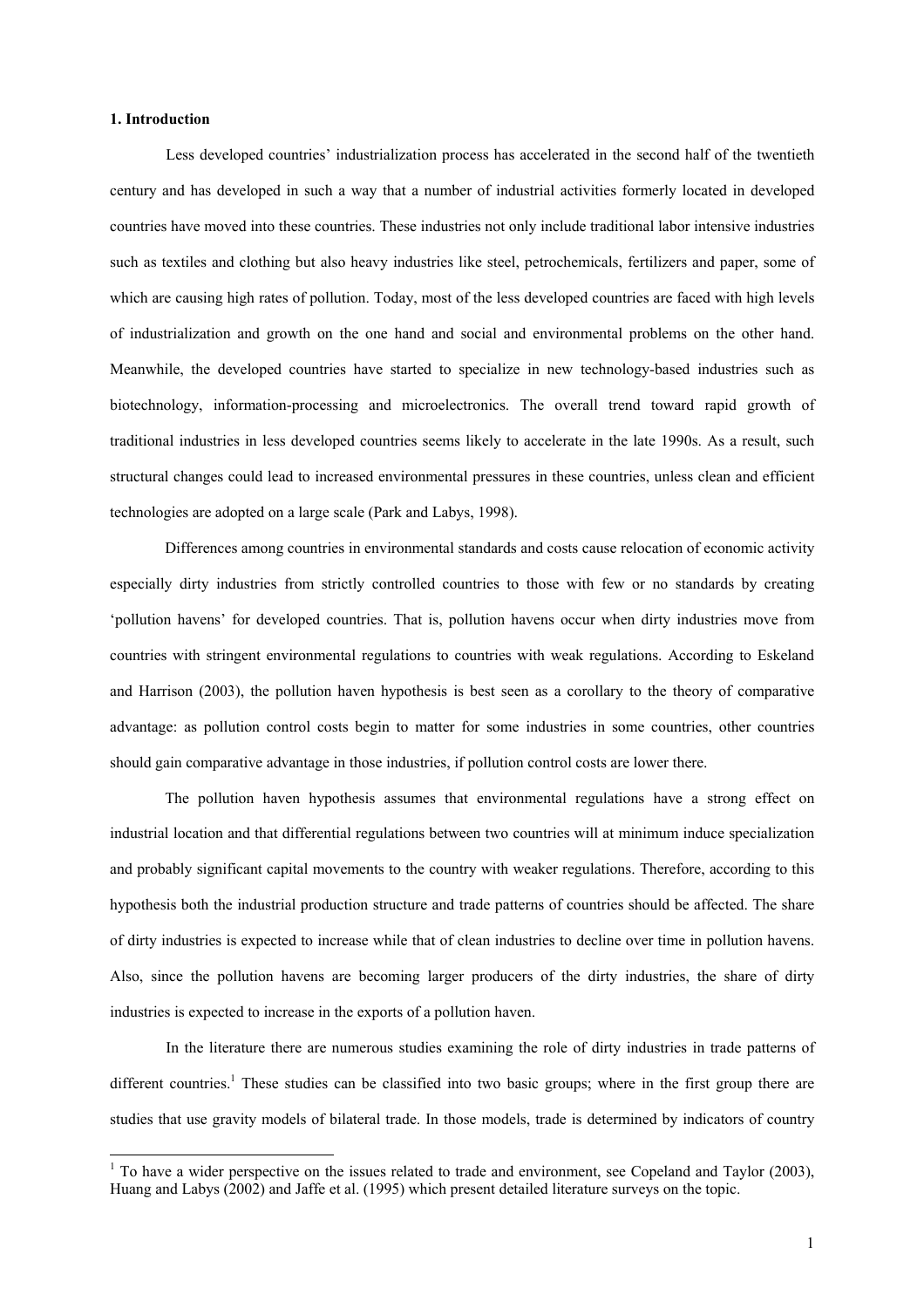**1. Introduction**

Less developed countries' industrialization process has accelerated in the second half of the twentieth century and has developed in such a way that a number of industrial activities formerly located in developed countries have moved into these countries. These industries not only include traditional labor intensive industries such as textiles and clothing but also heavy industries like steel, petrochemicals, fertilizers and paper, some of which are causing high rates of pollution. Today, most of the less developed countries are faced with high levels of industrialization and growth on the one hand and social and environmental problems on the other hand. Meanwhile, the developed countries have started to specialize in new technology-based industries such as biotechnology, information-processing and microelectronics. The overall trend toward rapid growth of traditional industries in less developed countries seems likely to accelerate in the late 1990s. As a result, such structural changes could lead to increased environmental pressures in these countries, unless clean and efficient technologies are adopted on a large scale (Park and Labys, 1998).

Differences among countries in environmental standards and costs cause relocation of economic activity especially dirty industries from strictly controlled countries to those with few or no standards by creating 'pollution havens' for developed countries. That is, pollution havens occur when dirty industries move from countries with stringent environmental regulations to countries with weak regulations. According to Eskeland and Harrison (2003), the pollution haven hypothesis is best seen as a corollary to the theory of comparative advantage: as pollution control costs begin to matter for some industries in some countries, other countries should gain comparative advantage in those industries, if pollution control costs are lower there.

The pollution haven hypothesis assumes that environmental regulations have a strong effect on industrial location and that differential regulations between two countries will at minimum induce specialization and probably significant capital movements to the country with weaker regulations. Therefore, according to this hypothesis both the industrial production structure and trade patterns of countries should be affected. The share of dirty industries is expected to increase while that of clean industries to decline over time in pollution havens. Also, since the pollution havens are becoming larger producers of the dirty industries, the share of dirty industries is expected to increase in the exports of a pollution haven.

In the literature there are numerous studies examining the role of dirty industries in trade patterns of different countries.[1] These studies can be classified into two basic groups; where in the first group there are studies that use gravity models of bilateral trade. In those models, trade is determined by indicators of country

---

[1] To have a wider perspective on the issues related to trade and environment, see Copeland and Taylor (2003), Huang and Labys (2002) and Jaffe et al. (1995) which present detailed literature surveys on the topic.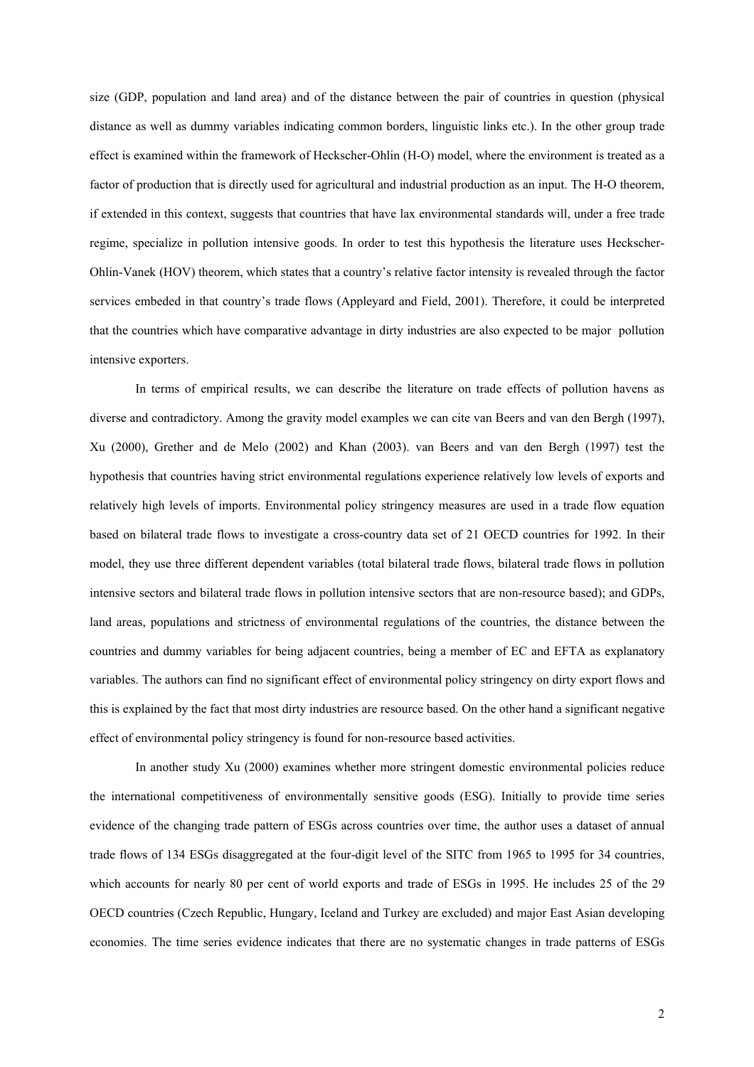size (GDP, population and land area) and of the distance between the pair of countries in question (physical distance as well as dummy variables indicating common borders, linguistic links etc.). In the other group trade effect is examined within the framework of Heckscher-Ohlin (H-O) model, where the environment is treated as a factor of production that is directly used for agricultural and industrial production as an input. The H-O theorem, if extended in this context, suggests that countries that have lax environmental standards will, under a free trade regime, specialize in pollution intensive goods. In order to test this hypothesis the literature uses Heckscher-Ohlin-Vanek (HOV) theorem, which states that a country's relative factor intensity is revealed through the factor services embeded in that country's trade flows (Appleyard and Field, 2001). Therefore, it could be interpreted that the countries which have comparative advantage in dirty industries are also expected to be major pollution intensive exporters.

In terms of empirical results, we can describe the literature on trade effects of pollution havens as diverse and contradictory. Among the gravity model examples we can cite van Beers and van den Bergh (1997), Xu (2000), Grether and de Melo (2002) and Khan (2003). van Beers and van den Bergh (1997) test the hypothesis that countries having strict environmental regulations experience relatively low levels of exports and relatively high levels of imports. Environmental policy stringency measures are used in a trade flow equation based on bilateral trade flows to investigate a cross-country data set of 21 OECD countries for 1992. In their model, they use three different dependent variables (total bilateral trade flows, bilateral trade flows in pollution intensive sectors and bilateral trade flows in pollution intensive sectors that are non-resource based); and GDPs, land areas, populations and strictness of environmental regulations of the countries, the distance between the countries and dummy variables for being adjacent countries, being a member of EC and EFTA as explanatory variables. The authors can find no significant effect of environmental policy stringency on dirty export flows and this is explained by the fact that most dirty industries are resource based. On the other hand a significant negative effect of environmental policy stringency is found for non-resource based activities.

In another study Xu (2000) examines whether more stringent domestic environmental policies reduce the international competitiveness of environmentally sensitive goods (ESG). Initially to provide time series evidence of the changing trade pattern of ESGs across countries over time, the author uses a dataset of annual trade flows of 134 ESGs disaggregated at the four-digit level of the SITC from 1965 to 1995 for 34 countries, which accounts for nearly 80 per cent of world exports and trade of ESGs in 1995. He includes 25 of the 29 OECD countries (Czech Republic, Hungary, Iceland and Turkey are excluded) and major East Asian developing economies. The time series evidence indicates that there are no systematic changes in trade patterns of ESGs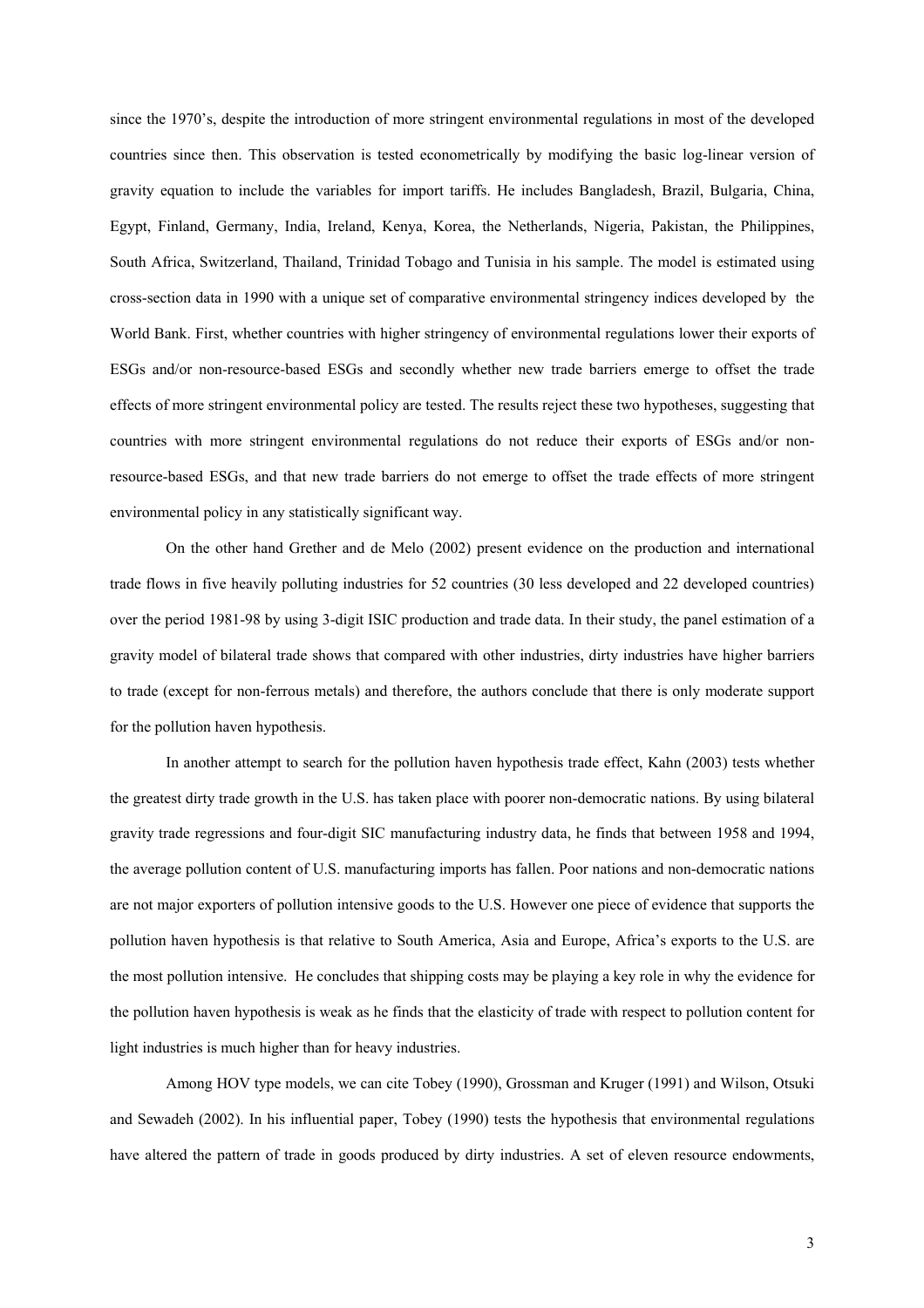since the 1970's, despite the introduction of more stringent environmental regulations in most of the developed countries since then. This observation is tested econometrically by modifying the basic log-linear version of gravity equation to include the variables for import tariffs. He includes Bangladesh, Brazil, Bulgaria, China, Egypt, Finland, Germany, India, Ireland, Kenya, Korea, the Netherlands, Nigeria, Pakistan, the Philippines, South Africa, Switzerland, Thailand, Trinidad Tobago and Tunisia in his sample. The model is estimated using cross-section data in 1990 with a unique set of comparative environmental stringency indices developed by the World Bank. First, whether countries with higher stringency of environmental regulations lower their exports of ESGs and/or non-resource-based ESGs and secondly whether new trade barriers emerge to offset the trade effects of more stringent environmental policy are tested. The results reject these two hypotheses, suggesting that countries with more stringent environmental regulations do not reduce their exports of ESGs and/or non-resource-based ESGs, and that new trade barriers do not emerge to offset the trade effects of more stringent environmental policy in any statistically significant way.

On the other hand Grether and de Melo (2002) present evidence on the production and international trade flows in five heavily polluting industries for 52 countries (30 less developed and 22 developed countries) over the period 1981-98 by using 3-digit ISIC production and trade data. In their study, the panel estimation of a gravity model of bilateral trade shows that compared with other industries, dirty industries have higher barriers to trade (except for non-ferrous metals) and therefore, the authors conclude that there is only moderate support for the pollution haven hypothesis.

In another attempt to search for the pollution haven hypothesis trade effect, Kahn (2003) tests whether the greatest dirty trade growth in the U.S. has taken place with poorer non-democratic nations. By using bilateral gravity trade regressions and four-digit SIC manufacturing industry data, he finds that between 1958 and 1994, the average pollution content of U.S. manufacturing imports has fallen. Poor nations and non-democratic nations are not major exporters of pollution intensive goods to the U.S. However one piece of evidence that supports the pollution haven hypothesis is that relative to South America, Asia and Europe, Africa's exports to the U.S. are the most pollution intensive. He concludes that shipping costs may be playing a key role in why the evidence for the pollution haven hypothesis is weak as he finds that the elasticity of trade with respect to pollution content for light industries is much higher than for heavy industries.

Among HOV type models, we can cite Tobey (1990), Grossman and Kruger (1991) and Wilson, Otsuki and Sewadeh (2002). In his influential paper, Tobey (1990) tests the hypothesis that environmental regulations have altered the pattern of trade in goods produced by dirty industries. A set of eleven resource endowments,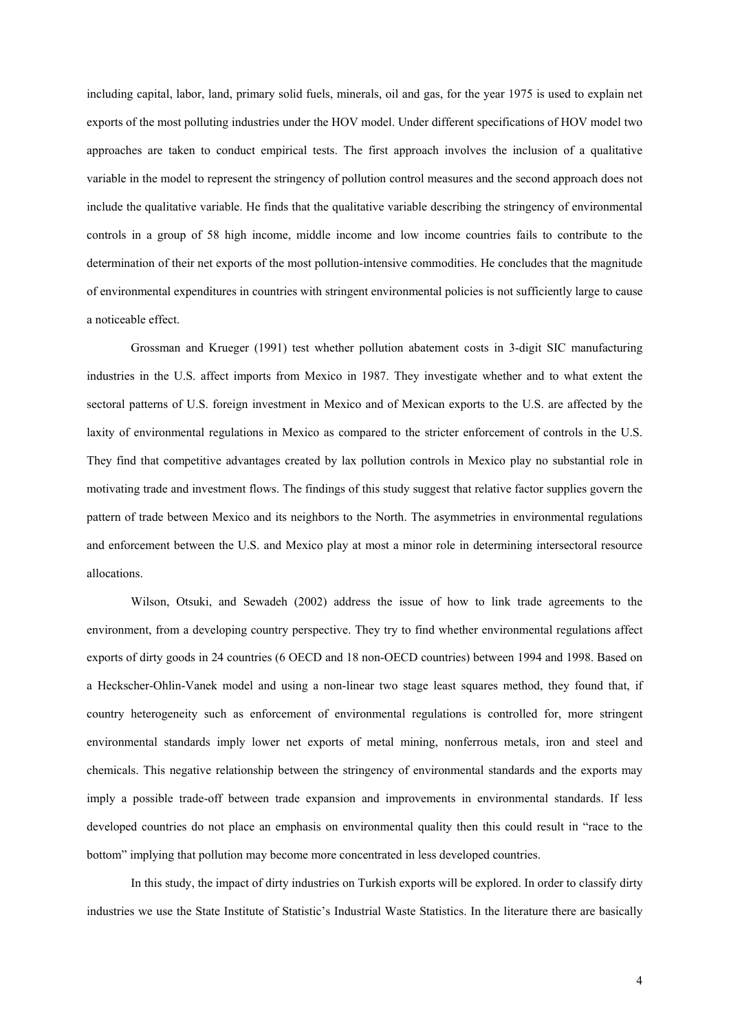including capital, labor, land, primary solid fuels, minerals, oil and gas, for the year 1975 is used to explain net exports of the most polluting industries under the HOV model. Under different specifications of HOV model two approaches are taken to conduct empirical tests. The first approach involves the inclusion of a qualitative variable in the model to represent the stringency of pollution control measures and the second approach does not include the qualitative variable. He finds that the qualitative variable describing the stringency of environmental controls in a group of 58 high income, middle income and low income countries fails to contribute to the determination of their net exports of the most pollution-intensive commodities. He concludes that the magnitude of environmental expenditures in countries with stringent environmental policies is not sufficiently large to cause a noticeable effect.

Grossman and Krueger (1991) test whether pollution abatement costs in 3-digit SIC manufacturing industries in the U.S. affect imports from Mexico in 1987. They investigate whether and to what extent the sectoral patterns of U.S. foreign investment in Mexico and of Mexican exports to the U.S. are affected by the laxity of environmental regulations in Mexico as compared to the stricter enforcement of controls in the U.S. They find that competitive advantages created by lax pollution controls in Mexico play no substantial role in motivating trade and investment flows. The findings of this study suggest that relative factor supplies govern the pattern of trade between Mexico and its neighbors to the North. The asymmetries in environmental regulations and enforcement between the U.S. and Mexico play at most a minor role in determining intersectoral resource allocations.

Wilson, Otsuki, and Sewadeh (2002) address the issue of how to link trade agreements to the environment, from a developing country perspective. They try to find whether environmental regulations affect exports of dirty goods in 24 countries (6 OECD and 18 non-OECD countries) between 1994 and 1998. Based on a Heckscher-Ohlin-Vanek model and using a non-linear two stage least squares method, they found that, if country heterogeneity such as enforcement of environmental regulations is controlled for, more stringent environmental standards imply lower net exports of metal mining, nonferrous metals, iron and steel and chemicals. This negative relationship between the stringency of environmental standards and the exports may imply a possible trade-off between trade expansion and improvements in environmental standards. If less developed countries do not place an emphasis on environmental quality then this could result in "race to the bottom" implying that pollution may become more concentrated in less developed countries.

In this study, the impact of dirty industries on Turkish exports will be explored. In order to classify dirty industries we use the State Institute of Statistic's Industrial Waste Statistics. In the literature there are basically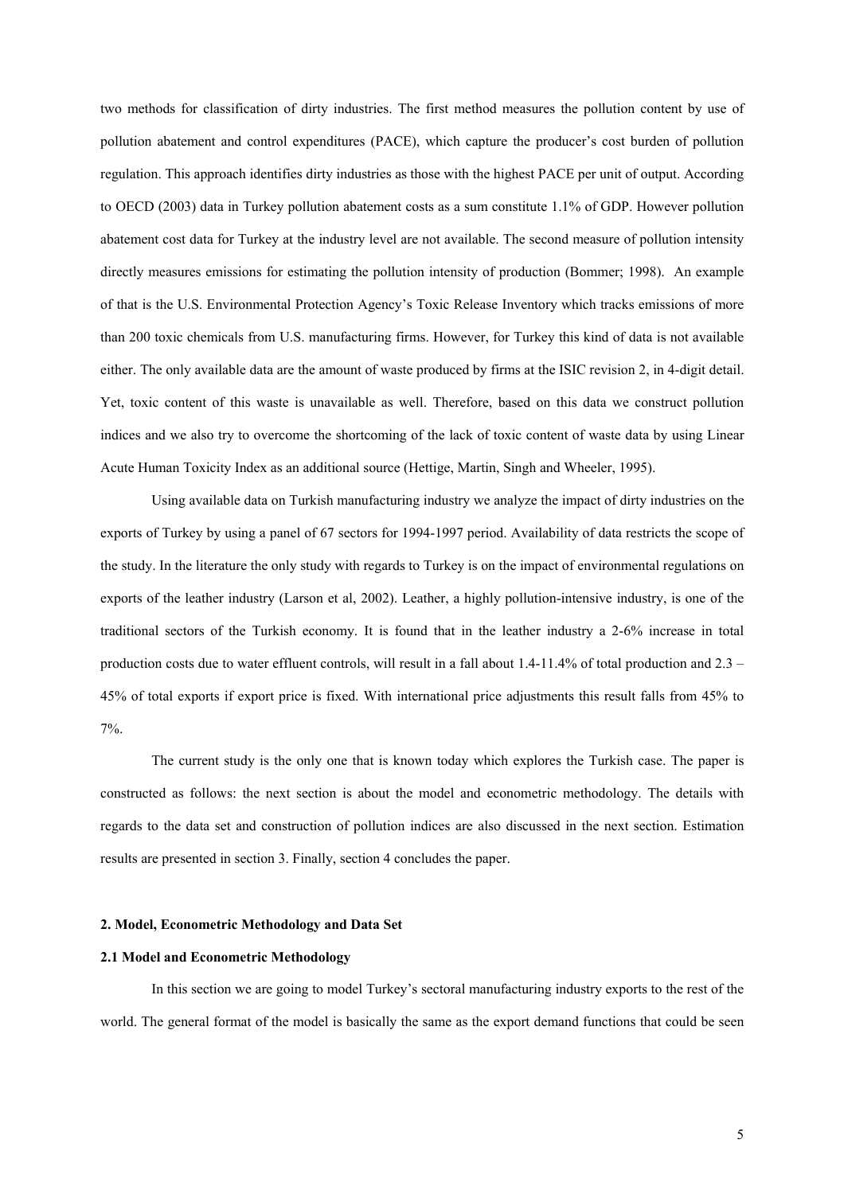two methods for classification of dirty industries. The first method measures the pollution content by use of pollution abatement and control expenditures (PACE), which capture the producer's cost burden of pollution regulation. This approach identifies dirty industries as those with the highest PACE per unit of output. According to OECD (2003) data in Turkey pollution abatement costs as a sum constitute 1.1% of GDP. However pollution abatement cost data for Turkey at the industry level are not available. The second measure of pollution intensity directly measures emissions for estimating the pollution intensity of production (Bommer; 1998). An example of that is the U.S. Environmental Protection Agency's Toxic Release Inventory which tracks emissions of more than 200 toxic chemicals from U.S. manufacturing firms. However, for Turkey this kind of data is not available either. The only available data are the amount of waste produced by firms at the ISIC revision 2, in 4-digit detail. Yet, toxic content of this waste is unavailable as well. Therefore, based on this data we construct pollution indices and we also try to overcome the shortcoming of the lack of toxic content of waste data by using Linear Acute Human Toxicity Index as an additional source (Hettige, Martin, Singh and Wheeler, 1995).

Using available data on Turkish manufacturing industry we analyze the impact of dirty industries on the exports of Turkey by using a panel of 67 sectors for 1994-1997 period. Availability of data restricts the scope of the study. In the literature the only study with regards to Turkey is on the impact of environmental regulations on exports of the leather industry (Larson et al, 2002). Leather, a highly pollution-intensive industry, is one of the traditional sectors of the Turkish economy. It is found that in the leather industry a 2-6% increase in total production costs due to water effluent controls, will result in a fall about 1.4-11.4% of total production and 2.3 – 45% of total exports if export price is fixed. With international price adjustments this result falls from 45% to 7%.

The current study is the only one that is known today which explores the Turkish case. The paper is constructed as follows: the next section is about the model and econometric methodology. The details with regards to the data set and construction of pollution indices are also discussed in the next section. Estimation results are presented in section 3. Finally, section 4 concludes the paper.

## 2. Model, Econometric Methodology and Data Set

### 2.1 Model and Econometric Methodology

In this section we are going to model Turkey's sectoral manufacturing industry exports to the rest of the world. The general format of the model is basically the same as the export demand functions that could be seen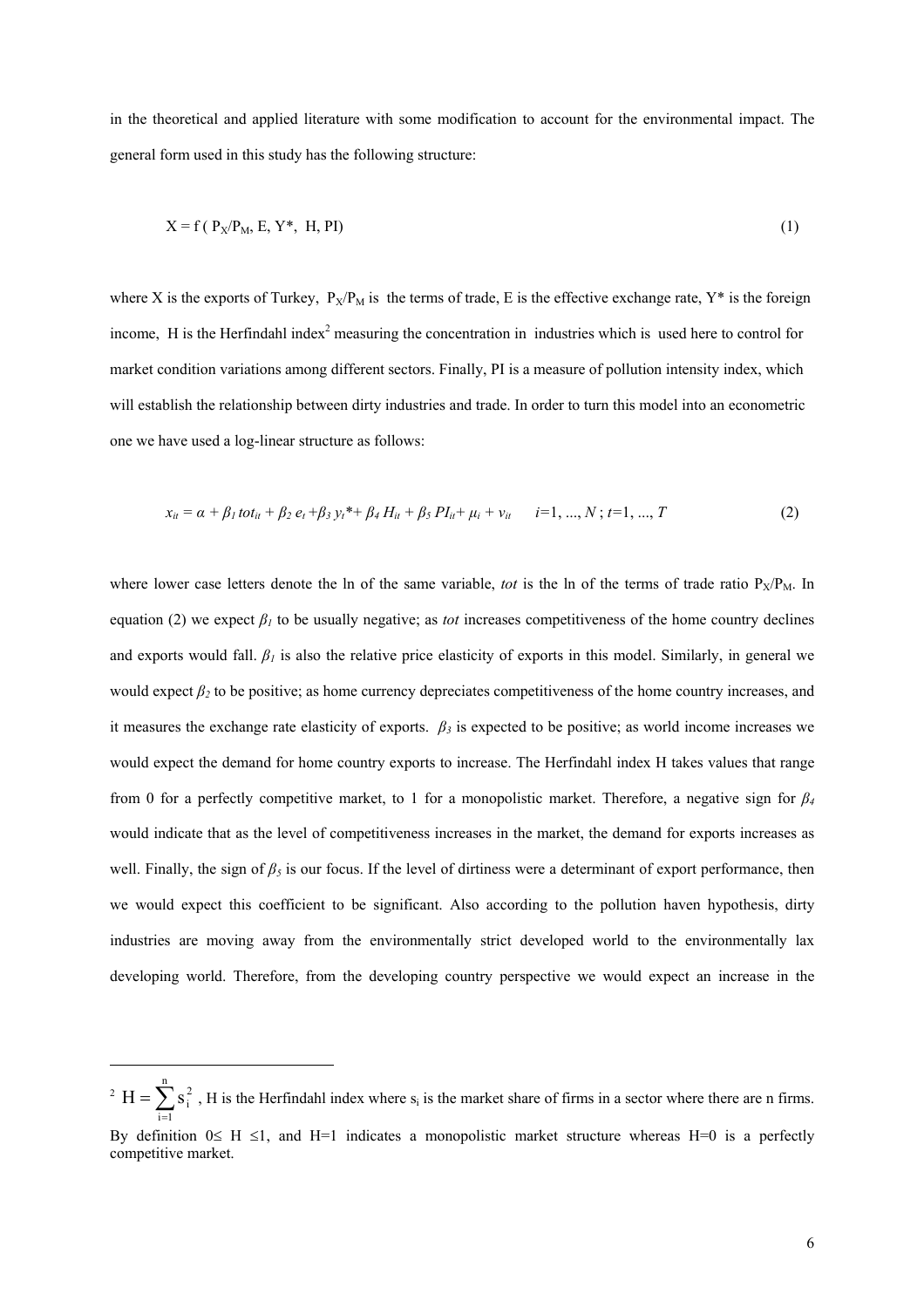in the theoretical and applied literature with some modification to account for the environmental impact. The general form used in this study has the following structure:

$$X = f(P_X/P_M, E, Y^*, H, PI) \tag{1}$$

where X is the exports of Turkey, $P_X/P_M$ is the terms of trade, E is the effective exchange rate, Y* is the foreign income, H is the Herfindahl index[2] measuring the concentration in industries which is used here to control for market condition variations among different sectors. Finally, PI is a measure of pollution intensity index, which will establish the relationship between dirty industries and trade. In order to turn this model into an econometric one we have used a log-linear structure as follows:

$$x_{it} = \alpha + \beta_1 tot_{it} + \beta_2 e_t + \beta_3 y_t^* + \beta_4 H_{it} + \beta_5 PI_{it} + \mu_i + v_{it} \qquad i=1, ..., N\,;\, t=1, ..., T \tag{2}$$

where lower case letters denote the ln of the same variable, *tot* is the ln of the terms of trade ratio $P_X/P_M$. In equation (2) we expect $\beta_1$ to be usually negative; as *tot* increases competitiveness of the home country declines and exports would fall. $\beta_1$ is also the relative price elasticity of exports in this model. Similarly, in general we would expect $\beta_2$ to be positive; as home currency depreciates competitiveness of the home country increases, and it measures the exchange rate elasticity of exports. $\beta_3$ is expected to be positive; as world income increases we would expect the demand for home country exports to increase. The Herfindahl index H takes values that range from 0 for a perfectly competitive market, to 1 for a monopolistic market. Therefore, a negative sign for $\beta_4$ would indicate that as the level of competitiveness increases in the market, the demand for exports increases as well. Finally, the sign of $\beta_5$ is our focus. If the level of dirtiness were a determinant of export performance, then we would expect this coefficient to be significant. Also according to the pollution haven hypothesis, dirty industries are moving away from the environmentally strict developed world to the environmentally lax developing world. Therefore, from the developing country perspective we would expect an increase in the

---

[2] $H = \sum_{i=1}^{n} s_i^2$, H is the Herfindahl index where $s_i$ is the market share of firms in a sector where there are n firms. By definition $0 \leq H \leq 1$, and H=1 indicates a monopolistic market structure whereas H=0 is a perfectly competitive market.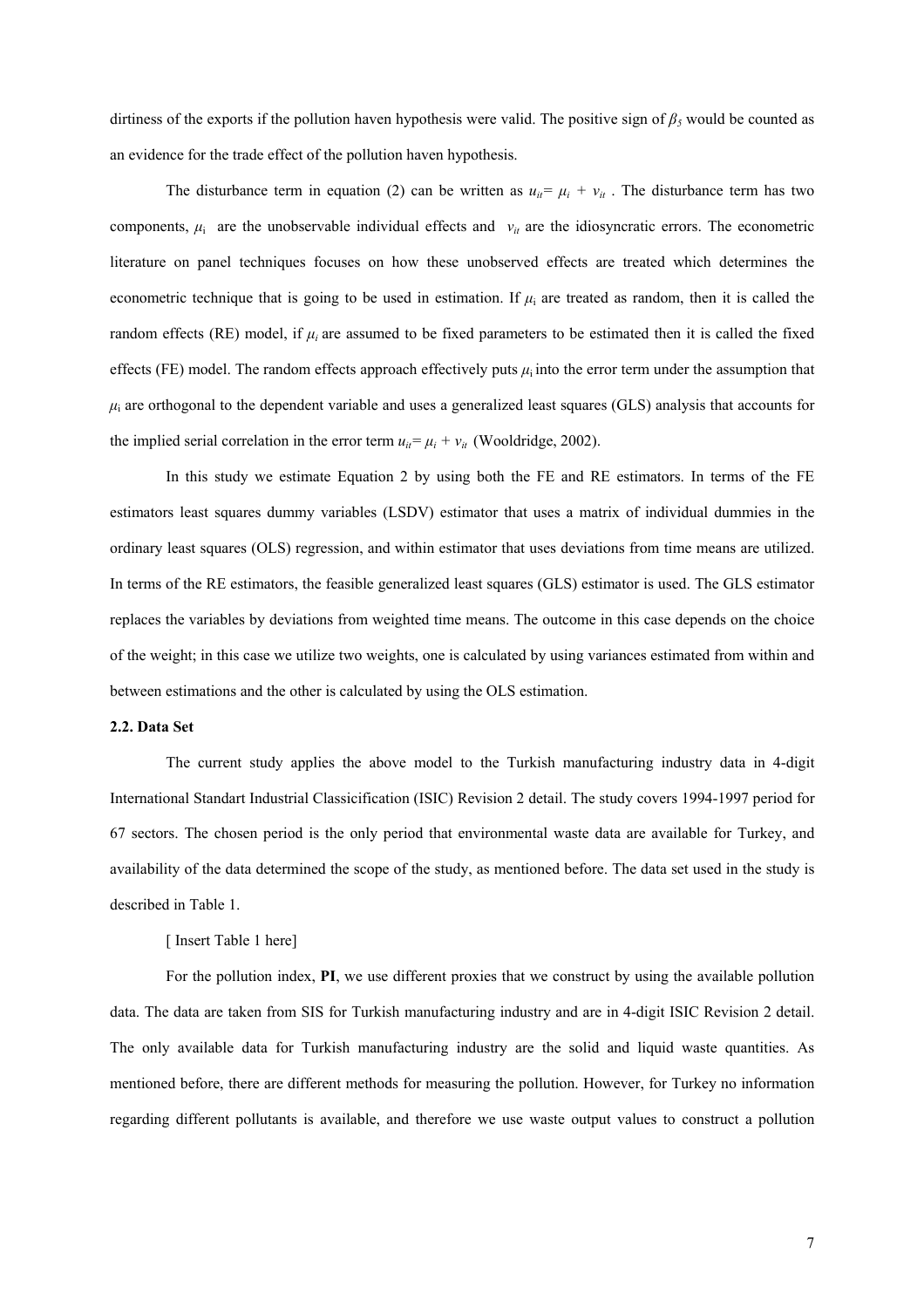dirtiness of the exports if the pollution haven hypothesis were valid. The positive sign of $\beta_5$ would be counted as an evidence for the trade effect of the pollution haven hypothesis.

The disturbance term in equation (2) can be written as $u_{it}= \mu_i + v_{it}$ . The disturbance term has two components, $\mu_i$ are the unobservable individual effects and $v_{it}$ are the idiosyncratic errors. The econometric literature on panel techniques focuses on how these unobserved effects are treated which determines the econometric technique that is going to be used in estimation. If $\mu_i$ are treated as random, then it is called the random effects (RE) model, if $\mu_i$ are assumed to be fixed parameters to be estimated then it is called the fixed effects (FE) model. The random effects approach effectively puts $\mu_i$ into the error term under the assumption that $\mu_i$ are orthogonal to the dependent variable and uses a generalized least squares (GLS) analysis that accounts for the implied serial correlation in the error term $u_{it}= \mu_i + v_{it}$ (Wooldridge, 2002).

In this study we estimate Equation 2 by using both the FE and RE estimators. In terms of the FE estimators least squares dummy variables (LSDV) estimator that uses a matrix of individual dummies in the ordinary least squares (OLS) regression, and within estimator that uses deviations from time means are utilized. In terms of the RE estimators, the feasible generalized least squares (GLS) estimator is used. The GLS estimator replaces the variables by deviations from weighted time means. The outcome in this case depends on the choice of the weight; in this case we utilize two weights, one is calculated by using variances estimated from within and between estimations and the other is calculated by using the OLS estimation.

**2.2. Data Set**

The current study applies the above model to the Turkish manufacturing industry data in 4-digit International Standart Industrial Classicification (ISIC) Revision 2 detail. The study covers 1994-1997 period for 67 sectors. The chosen period is the only period that environmental waste data are available for Turkey, and availability of the data determined the scope of the study, as mentioned before. The data set used in the study is described in Table 1.

[ Insert Table 1 here]

For the pollution index, **PI**, we use different proxies that we construct by using the available pollution data. The data are taken from SIS for Turkish manufacturing industry and are in 4-digit ISIC Revision 2 detail. The only available data for Turkish manufacturing industry are the solid and liquid waste quantities. As mentioned before, there are different methods for measuring the pollution. However, for Turkey no information regarding different pollutants is available, and therefore we use waste output values to construct a pollution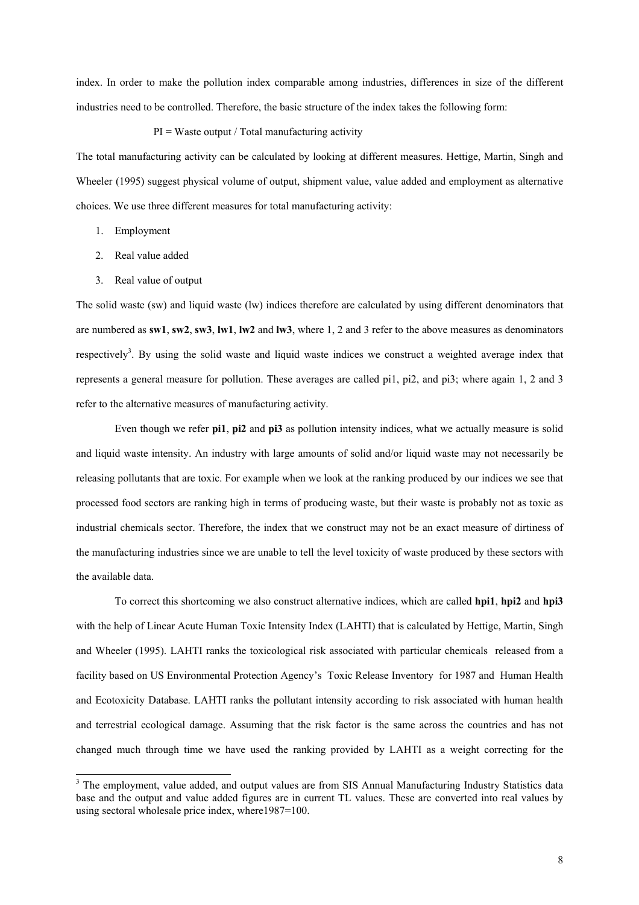index. In order to make the pollution index comparable among industries, differences in size of the different industries need to be controlled. Therefore, the basic structure of the index takes the following form:

PI = Waste output / Total manufacturing activity

The total manufacturing activity can be calculated by looking at different measures. Hettige, Martin, Singh and Wheeler (1995) suggest physical volume of output, shipment value, value added and employment as alternative choices. We use three different measures for total manufacturing activity:

1. Employment
2. Real value added
3. Real value of output

The solid waste (sw) and liquid waste (lw) indices therefore are calculated by using different denominators that are numbered as **sw1**, **sw2**, **sw3**, **lw1**, **lw2** and **lw3**, where 1, 2 and 3 refer to the above measures as denominators respectively[3]. By using the solid waste and liquid waste indices we construct a weighted average index that represents a general measure for pollution. These averages are called pi1, pi2, and pi3; where again 1, 2 and 3 refer to the alternative measures of manufacturing activity.

Even though we refer **pi1**, **pi2** and **pi3** as pollution intensity indices, what we actually measure is solid and liquid waste intensity. An industry with large amounts of solid and/or liquid waste may not necessarily be releasing pollutants that are toxic. For example when we look at the ranking produced by our indices we see that processed food sectors are ranking high in terms of producing waste, but their waste is probably not as toxic as industrial chemicals sector. Therefore, the index that we construct may not be an exact measure of dirtiness of the manufacturing industries since we are unable to tell the level toxicity of waste produced by these sectors with the available data.

To correct this shortcoming we also construct alternative indices, which are called **hpi1**, **hpi2** and **hpi3** with the help of Linear Acute Human Toxic Intensity Index (LAHTI) that is calculated by Hettige, Martin, Singh and Wheeler (1995). LAHTI ranks the toxicological risk associated with particular chemicals released from a facility based on US Environmental Protection Agency's Toxic Release Inventory for 1987 and Human Health and Ecotoxicity Database. LAHTI ranks the pollutant intensity according to risk associated with human health and terrestrial ecological damage. Assuming that the risk factor is the same across the countries and has not changed much through time we have used the ranking provided by LAHTI as a weight correcting for the

[3] The employment, value added, and output values are from SIS Annual Manufacturing Industry Statistics data base and the output and value added figures are in current TL values. These are converted into real values by using sectoral wholesale price index, where1987=100.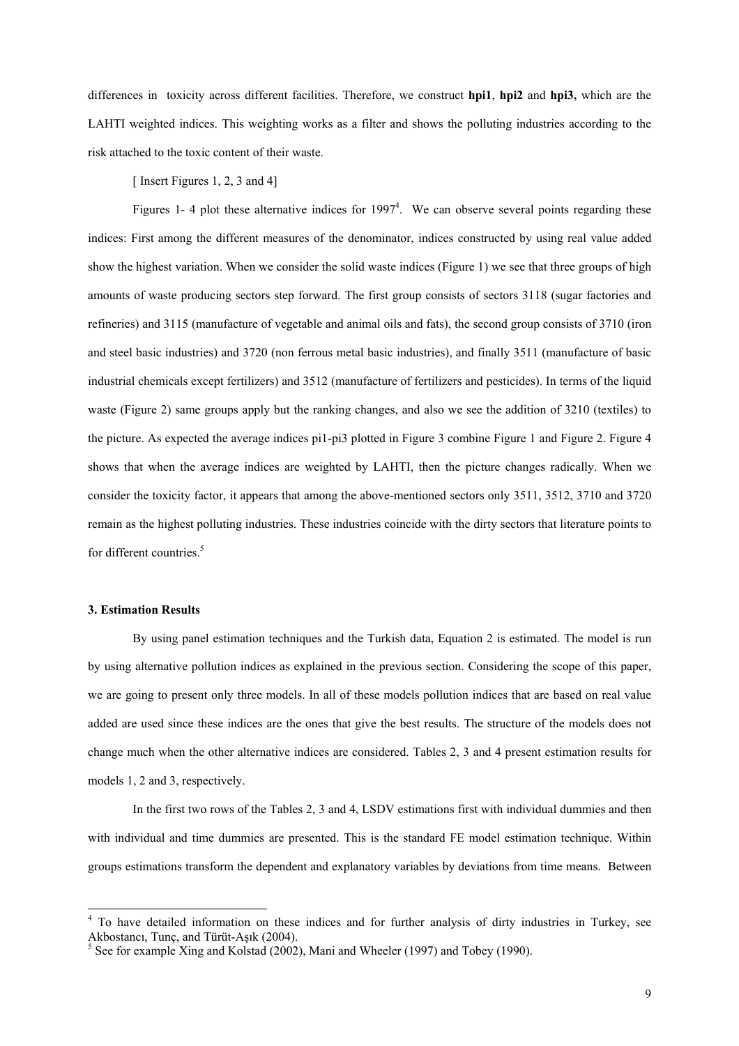differences in toxicity across different facilities. Therefore, we construct **hpi1**, **hpi2** and **hpi3,** which are the LAHTI weighted indices. This weighting works as a filter and shows the polluting industries according to the risk attached to the toxic content of their waste.

[ Insert Figures 1, 2, 3 and 4]

Figures 1- 4 plot these alternative indices for 1997[4]. We can observe several points regarding these indices: First among the different measures of the denominator, indices constructed by using real value added show the highest variation. When we consider the solid waste indices (Figure 1) we see that three groups of high amounts of waste producing sectors step forward. The first group consists of sectors 3118 (sugar factories and refineries) and 3115 (manufacture of vegetable and animal oils and fats), the second group consists of 3710 (iron and steel basic industries) and 3720 (non ferrous metal basic industries), and finally 3511 (manufacture of basic industrial chemicals except fertilizers) and 3512 (manufacture of fertilizers and pesticides). In terms of the liquid waste (Figure 2) same groups apply but the ranking changes, and also we see the addition of 3210 (textiles) to the picture. As expected the average indices pi1-pi3 plotted in Figure 3 combine Figure 1 and Figure 2. Figure 4 shows that when the average indices are weighted by LAHTI, then the picture changes radically. When we consider the toxicity factor, it appears that among the above-mentioned sectors only 3511, 3512, 3710 and 3720 remain as the highest polluting industries. These industries coincide with the dirty sectors that literature points to for different countries.[5]

### 3. Estimation Results

By using panel estimation techniques and the Turkish data, Equation 2 is estimated. The model is run by using alternative pollution indices as explained in the previous section. Considering the scope of this paper, we are going to present only three models. In all of these models pollution indices that are based on real value added are used since these indices are the ones that give the best results. The structure of the models does not change much when the other alternative indices are considered. Tables 2, 3 and 4 present estimation results for models 1, 2 and 3, respectively.

In the first two rows of the Tables 2, 3 and 4, LSDV estimations first with individual dummies and then with individual and time dummies are presented. This is the standard FE model estimation technique. Within groups estimations transform the dependent and explanatory variables by deviations from time means. Between

---

[4] To have detailed information on these indices and for further analysis of dirty industries in Turkey, see Akbostancı, Tunç, and Türüt-Aşık (2004).

[5] See for example Xing and Kolstad (2002), Mani and Wheeler (1997) and Tobey (1990).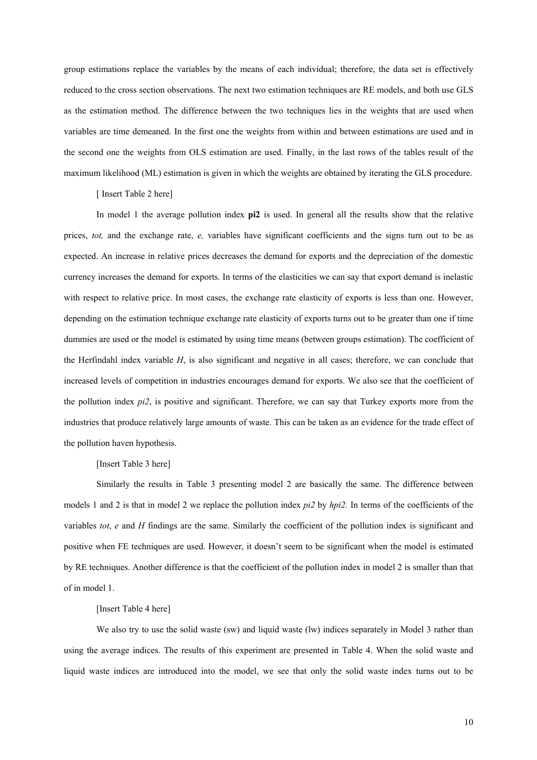group estimations replace the variables by the means of each individual; therefore, the data set is effectively reduced to the cross section observations. The next two estimation techniques are RE models, and both use GLS as the estimation method. The difference between the two techniques lies in the weights that are used when variables are time demeaned. In the first one the weights from within and between estimations are used and in the second one the weights from OLS estimation are used. Finally, in the last rows of the tables result of the maximum likelihood (ML) estimation is given in which the weights are obtained by iterating the GLS procedure.

[ Insert Table 2 here]

In model 1 the average pollution index **pi2** is used. In general all the results show that the relative prices, *tot,* and the exchange rate, *e,* variables have significant coefficients and the signs turn out to be as expected. An increase in relative prices decreases the demand for exports and the depreciation of the domestic currency increases the demand for exports. In terms of the elasticities we can say that export demand is inelastic with respect to relative price. In most cases, the exchange rate elasticity of exports is less than one. However, depending on the estimation technique exchange rate elasticity of exports turns out to be greater than one if time dummies are used or the model is estimated by using time means (between groups estimation). The coefficient of the Herfindahl index variable *H*, is also significant and negative in all cases; therefore, we can conclude that increased levels of competition in industries encourages demand for exports. We also see that the coefficient of the pollution index *pi2*, is positive and significant. Therefore, we can say that Turkey exports more from the industries that produce relatively large amounts of waste. This can be taken as an evidence for the trade effect of the pollution haven hypothesis.

[Insert Table 3 here]

Similarly the results in Table 3 presenting model 2 are basically the same. The difference between models 1 and 2 is that in model 2 we replace the pollution index *pi2* by *hpi2.* In terms of the coefficients of the variables *tot*, *e* and *H* findings are the same. Similarly the coefficient of the pollution index is significant and positive when FE techniques are used. However, it doesn't seem to be significant when the model is estimated by RE techniques. Another difference is that the coefficient of the pollution index in model 2 is smaller than that of in model 1.

[Insert Table 4 here]

We also try to use the solid waste (sw) and liquid waste (lw) indices separately in Model 3 rather than using the average indices. The results of this experiment are presented in Table 4. When the solid waste and liquid waste indices are introduced into the model, we see that only the solid waste index turns out to be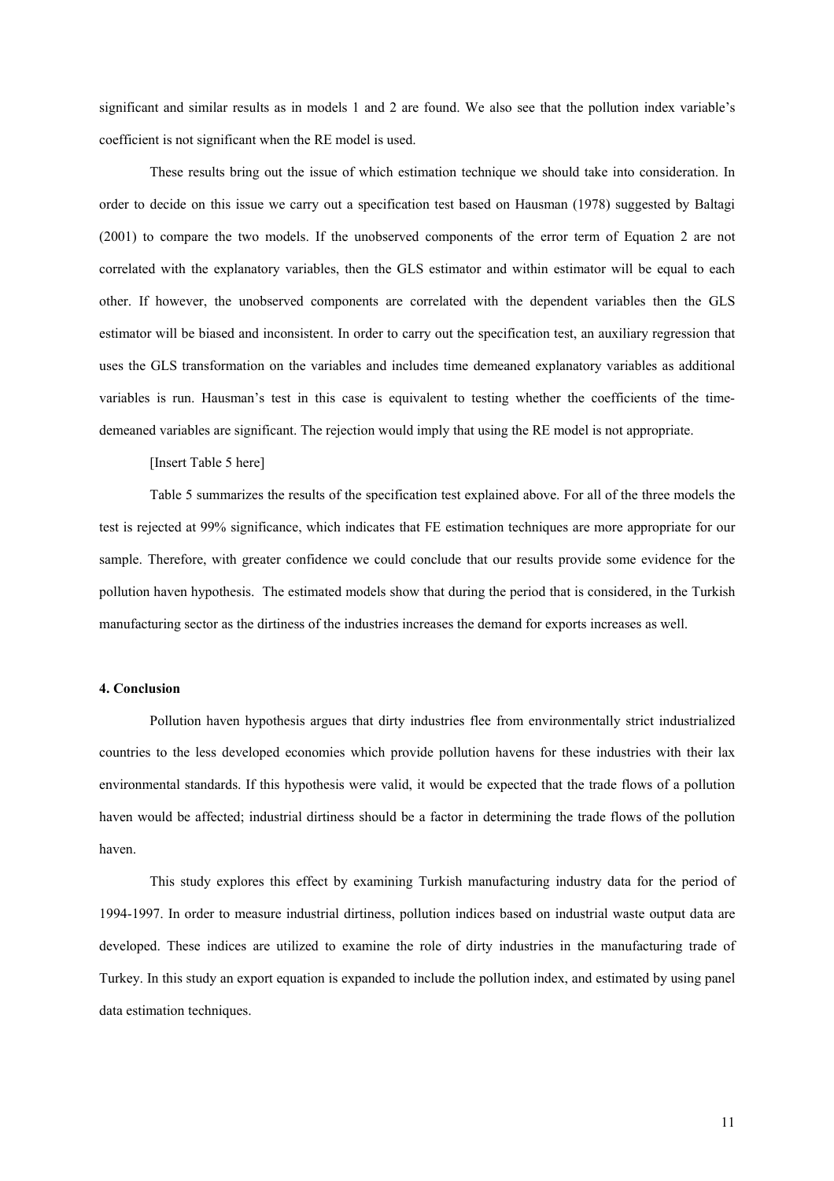significant and similar results as in models 1 and 2 are found. We also see that the pollution index variable's coefficient is not significant when the RE model is used.

These results bring out the issue of which estimation technique we should take into consideration. In order to decide on this issue we carry out a specification test based on Hausman (1978) suggested by Baltagi (2001) to compare the two models. If the unobserved components of the error term of Equation 2 are not correlated with the explanatory variables, then the GLS estimator and within estimator will be equal to each other. If however, the unobserved components are correlated with the dependent variables then the GLS estimator will be biased and inconsistent. In order to carry out the specification test, an auxiliary regression that uses the GLS transformation on the variables and includes time demeaned explanatory variables as additional variables is run. Hausman's test in this case is equivalent to testing whether the coefficients of the time-demeaned variables are significant. The rejection would imply that using the RE model is not appropriate.

[Insert Table 5 here]

Table 5 summarizes the results of the specification test explained above. For all of the three models the test is rejected at 99% significance, which indicates that FE estimation techniques are more appropriate for our sample. Therefore, with greater confidence we could conclude that our results provide some evidence for the pollution haven hypothesis. The estimated models show that during the period that is considered, in the Turkish manufacturing sector as the dirtiness of the industries increases the demand for exports increases as well.

#### 4. Conclusion

Pollution haven hypothesis argues that dirty industries flee from environmentally strict industrialized countries to the less developed economies which provide pollution havens for these industries with their lax environmental standards. If this hypothesis were valid, it would be expected that the trade flows of a pollution haven would be affected; industrial dirtiness should be a factor in determining the trade flows of the pollution haven.

This study explores this effect by examining Turkish manufacturing industry data for the period of 1994-1997. In order to measure industrial dirtiness, pollution indices based on industrial waste output data are developed. These indices are utilized to examine the role of dirty industries in the manufacturing trade of Turkey. In this study an export equation is expanded to include the pollution index, and estimated by using panel data estimation techniques.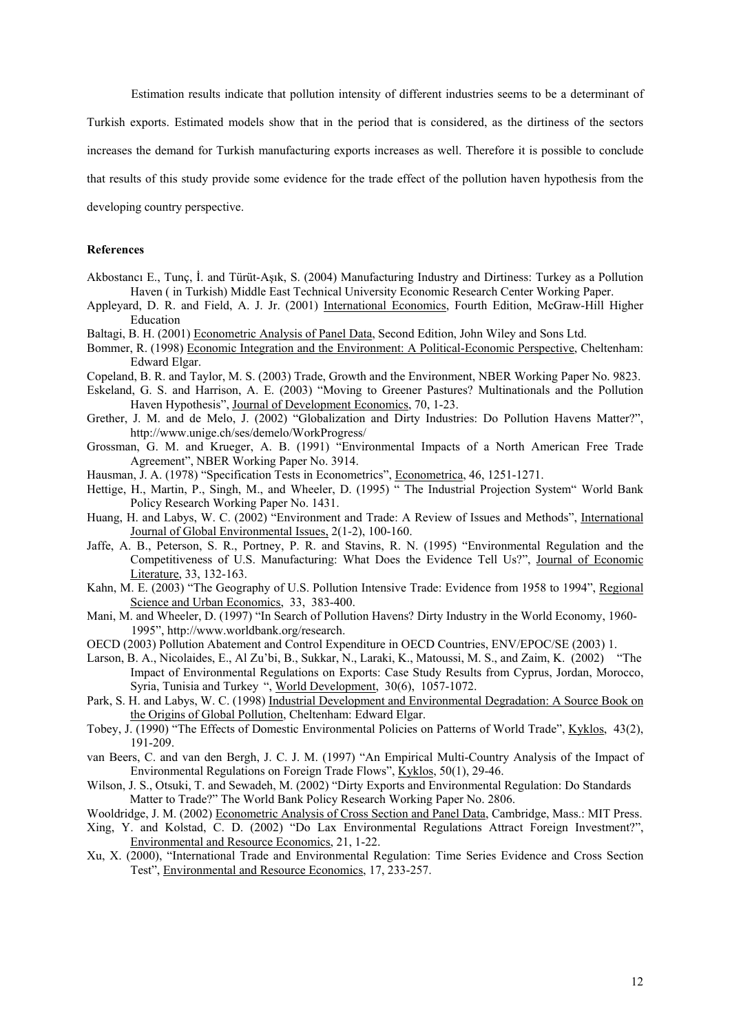Estimation results indicate that pollution intensity of different industries seems to be a determinant of Turkish exports. Estimated models show that in the period that is considered, as the dirtiness of the sectors increases the demand for Turkish manufacturing exports increases as well. Therefore it is possible to conclude that results of this study provide some evidence for the trade effect of the pollution haven hypothesis from the developing country perspective.

**References**

Akbostancı E., Tunç, İ. and Türüt-Aşık, S. (2004) Manufacturing Industry and Dirtiness: Turkey as a Pollution Haven ( in Turkish) Middle East Technical University Economic Research Center Working Paper.

Appleyard, D. R. and Field, A. J. Jr. (2001) International Economics, Fourth Edition, McGraw-Hill Higher Education

Baltagi, B. H. (2001) Econometric Analysis of Panel Data, Second Edition, John Wiley and Sons Ltd.

Bommer, R. (1998) Economic Integration and the Environment: A Political-Economic Perspective, Cheltenham: Edward Elgar.

Copeland, B. R. and Taylor, M. S. (2003) Trade, Growth and the Environment, NBER Working Paper No. 9823.

Eskeland, G. S. and Harrison, A. E. (2003) "Moving to Greener Pastures? Multinationals and the Pollution Haven Hypothesis", Journal of Development Economics, 70, 1-23.

Grether, J. M. and de Melo, J. (2002) "Globalization and Dirty Industries: Do Pollution Havens Matter?", http://www.unige.ch/ses/demelo/WorkProgress/

Grossman, G. M. and Krueger, A. B. (1991) "Environmental Impacts of a North American Free Trade Agreement", NBER Working Paper No. 3914.

Hausman, J. A. (1978) "Specification Tests in Econometrics", Econometrica, 46, 1251-1271.

Hettige, H., Martin, P., Singh, M., and Wheeler, D. (1995) " The Industrial Projection System" World Bank Policy Research Working Paper No. 1431.

Huang, H. and Labys, W. C. (2002) "Environment and Trade: A Review of Issues and Methods", International Journal of Global Environmental Issues, 2(1-2), 100-160.

Jaffe, A. B., Peterson, S. R., Portney, P. R. and Stavins, R. N. (1995) "Environmental Regulation and the Competitiveness of U.S. Manufacturing: What Does the Evidence Tell Us?", Journal of Economic Literature, 33, 132-163.

Kahn, M. E. (2003) "The Geography of U.S. Pollution Intensive Trade: Evidence from 1958 to 1994", Regional Science and Urban Economics, 33, 383-400.

Mani, M. and Wheeler, D. (1997) "In Search of Pollution Havens? Dirty Industry in the World Economy, 1960-1995", http://www.worldbank.org/research.

OECD (2003) Pollution Abatement and Control Expenditure in OECD Countries, ENV/EPOC/SE (2003) 1.

Larson, B. A., Nicolaides, E., Al Zu'bi, B., Sukkar, N., Laraki, K., Matoussi, M. S., and Zaim, K. (2002) "The Impact of Environmental Regulations on Exports: Case Study Results from Cyprus, Jordan, Morocco, Syria, Tunisia and Turkey ", World Development, 30(6), 1057-1072.

Park, S. H. and Labys, W. C. (1998) Industrial Development and Environmental Degradation: A Source Book on the Origins of Global Pollution, Cheltenham: Edward Elgar.

Tobey, J. (1990) "The Effects of Domestic Environmental Policies on Patterns of World Trade", Kyklos, 43(2), 191-209.

van Beers, C. and van den Bergh, J. C. J. M. (1997) "An Empirical Multi-Country Analysis of the Impact of Environmental Regulations on Foreign Trade Flows", Kyklos, 50(1), 29-46.

Wilson, J. S., Otsuki, T. and Sewadeh, M. (2002) "Dirty Exports and Environmental Regulation: Do Standards Matter to Trade?" The World Bank Policy Research Working Paper No. 2806.

Wooldridge, J. M. (2002) Econometric Analysis of Cross Section and Panel Data, Cambridge, Mass.: MIT Press.

Xing, Y. and Kolstad, C. D. (2002) "Do Lax Environmental Regulations Attract Foreign Investment?", Environmental and Resource Economics, 21, 1-22.

Xu, X. (2000), "International Trade and Environmental Regulation: Time Series Evidence and Cross Section Test", Environmental and Resource Economics, 17, 233-257.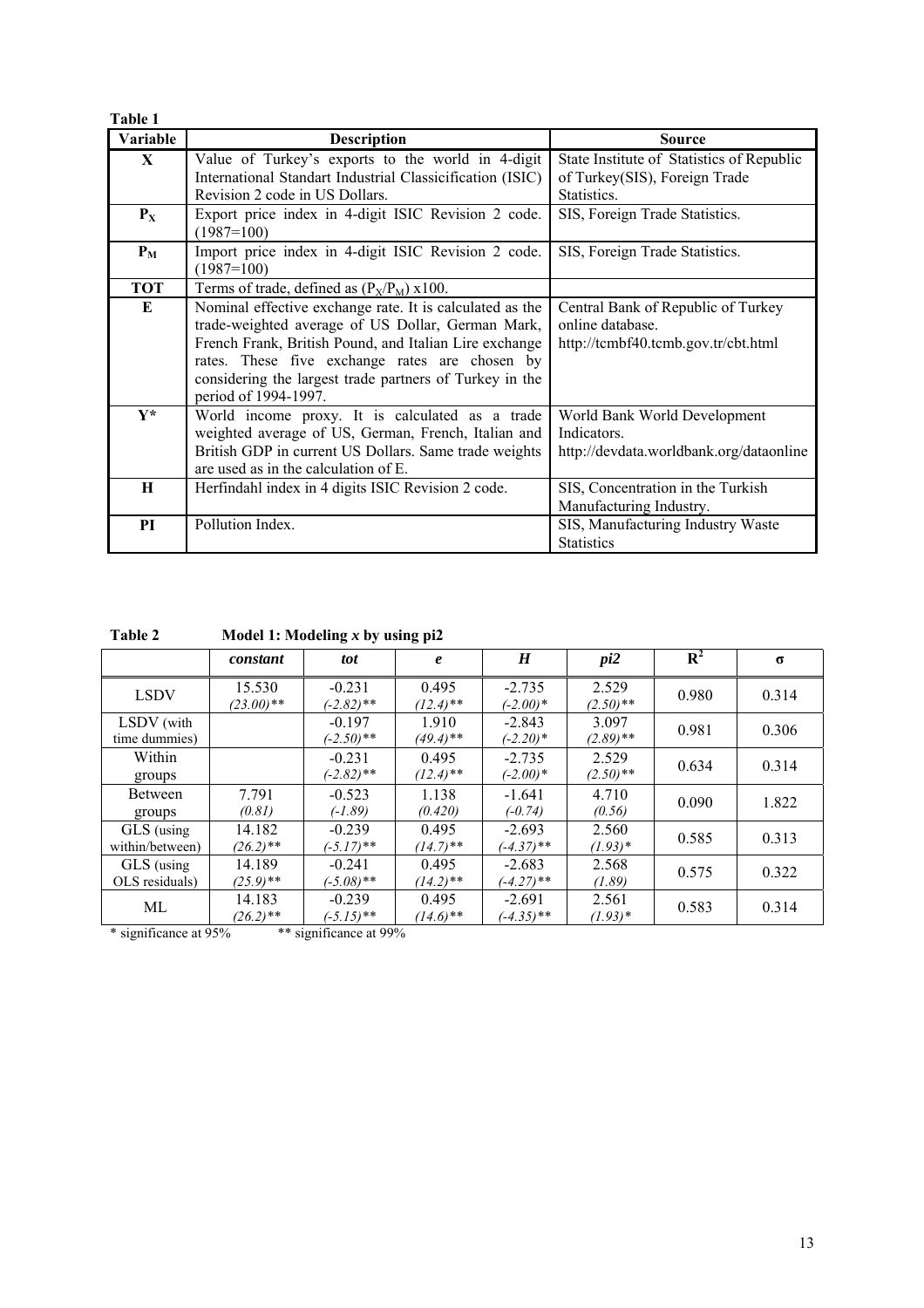**Table 1**

| Variable | Description | Source |
|---|---|---|
| **X** | Value of Turkey's exports to the world in 4-digit International Standart Industrial Classicification (ISIC) Revision 2 code in US Dollars. | State Institute of Statistics of Republic of Turkey(SIS), Foreign Trade Statistics. |
| **$P_X$** | Export price index in 4-digit ISIC Revision 2 code. (1987=100) | SIS, Foreign Trade Statistics. |
| **$P_M$** | Import price index in 4-digit ISIC Revision 2 code. (1987=100) | SIS, Foreign Trade Statistics. |
| **TOT** | Terms of trade, defined as $(P_X/P_M)$ x100. | |
| **E** | Nominal effective exchange rate. It is calculated as the trade-weighted average of US Dollar, German Mark, French Frank, British Pound, and Italian Lire exchange rates. These five exchange rates are chosen by considering the largest trade partners of Turkey in the period of 1994-1997. | Central Bank of Republic of Turkey online database. http://tcmbf40.tcmb.gov.tr/cbt.html |
| **Y*** | World income proxy. It is calculated as a trade weighted average of US, German, French, Italian and British GDP in current US Dollars. Same trade weights are used as in the calculation of E. | World Bank World Development Indicators. http://devdata.worldbank.org/dataonline |
| **H** | Herfindahl index in 4 digits ISIC Revision 2 code. | SIS, Concentration in the Turkish Manufacturing Industry. |
| **PI** | Pollution Index. | SIS, Manufacturing Industry Waste Statistics |

**Table 2** **Model 1: Modeling *x* by using pi2**

| | *constant* | *tot* | *e* | *H* | *pi2* | $R^2$ | σ |
|---|---|---|---|---|---|---|---|
| LSDV | 15.530 *(23.00)*** | -0.231 *(-2.82)*** | 0.495 *(12.4)*** | -2.735 *(-2.00)** | 2.529 *(2.50)*** | 0.980 | 0.314 |
| LSDV (with time dummies) | | -0.197 *(-2.50)*** | 1.910 *(49.4)*** | -2.843 *(-2.20)** | 3.097 *(2.89)*** | 0.981 | 0.306 |
| Within groups | | -0.231 *(-2.82)*** | 0.495 *(12.4)*** | -2.735 *(-2.00)** | 2.529 *(2.50)*** | 0.634 | 0.314 |
| Between groups | 7.791 *(0.81)* | -0.523 *(-1.89)* | 1.138 *(0.420)* | -1.641 *(-0.74)* | 4.710 *(0.56)* | 0.090 | 1.822 |
| GLS (using within/between) | 14.182 *(26.2)*** | -0.239 *(-5.17)*** | 0.495 *(14.7)*** | -2.693 *(-4.37)*** | 2.560 *(1.93)** | 0.585 | 0.313 |
| GLS (using OLS residuals) | 14.189 *(25.9)*** | -0.241 *(-5.08)*** | 0.495 *(14.2)*** | -2.683 *(-4.27)*** | 2.568 *(1.89)* | 0.575 | 0.322 |
| ML | 14.183 *(26.2)*** | -0.239 *(-5.15)*** | 0.495 *(14.6)*** | -2.691 *(-4.35)*** | 2.561 *(1.93)** | 0.583 | 0.314 |

\* significance at 95% \*\* significance at 99%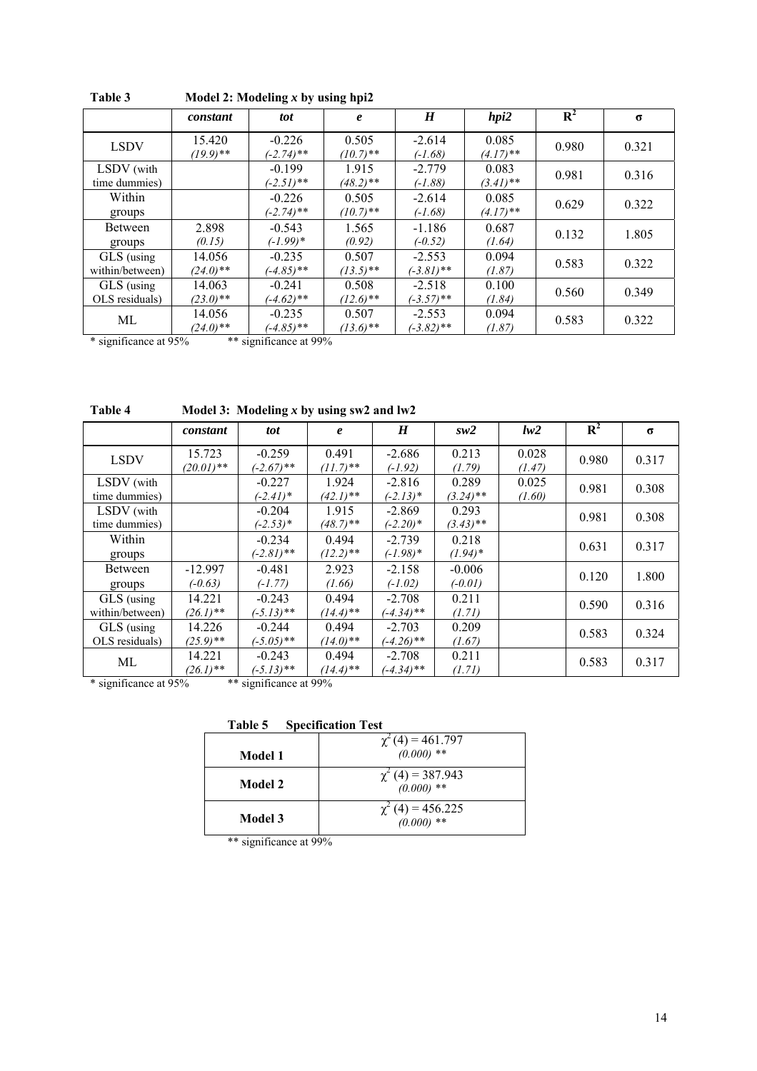**Table 3** **Model 2: Modeling *x* by using hpi2**

| | *constant* | *tot* | *e* | *H* | *hpi2* | $R^2$ | σ |
|---|---|---|---|---|---|---|---|
| LSDV | 15.420 *(19.9)*** | -0.226 *(-2.74)*** | 0.505 *(10.7)*** | -2.614 *(-1.68)* | 0.085 *(4.17)*** | 0.980 | 0.321 |
| LSDV (with time dummies) | | -0.199 *(-2.51)*** | 1.915 *(48.2)*** | -2.779 *(-1.88)* | 0.083 *(3.41)*** | 0.981 | 0.316 |
| Within groups | | -0.226 *(-2.74)*** | 0.505 *(10.7)*** | -2.614 *(-1.68)* | 0.085 *(4.17)*** | 0.629 | 0.322 |
| Between groups | 2.898 *(0.15)* | -0.543 *(-1.99)** | 1.565 *(0.92)* | -1.186 *(-0.52)* | 0.687 *(1.64)* | 0.132 | 1.805 |
| GLS (using within/between) | 14.056 *(24.0)*** | -0.235 *(-4.85)*** | 0.507 *(13.5)*** | -2.553 *(-3.81)*** | 0.094 *(1.87)* | 0.583 | 0.322 |
| GLS (using OLS residuals) | 14.063 *(23.0)*** | -0.241 *(-4.62)*** | 0.508 *(12.6)*** | -2.518 *(-3.57)*** | 0.100 *(1.84)* | 0.560 | 0.349 |
| ML | 14.056 *(24.0)*** | -0.235 *(-4.85)*** | 0.507 *(13.6)*** | -2.553 *(-3.82)*** | 0.094 *(1.87)* | 0.583 | 0.322 |

\* significance at 95% ** significance at 99%

**Table 4** **Model 3: Modeling *x* by using sw2 and lw2**

| | *constant* | *tot* | *e* | *H* | *sw2* | *lw2* | $R^2$ | σ |
|---|---|---|---|---|---|---|---|---|
| LSDV | 15.723 *(20.01)*** | -0.259 *(-2.67)*** | 0.491 *(11.7)*** | -2.686 *(-1.92)* | 0.213 *(1.79)* | 0.028 *(1.47)* | 0.980 | 0.317 |
| LSDV (with time dummies) | | -0.227 *(-2.41)** | 1.924 *(42.1)*** | -2.816 *(-2.13)** | 0.289 *(3.24)*** | 0.025 *(1.60)* | 0.981 | 0.308 |
| LSDV (with time dummies) | | -0.204 *(-2.53)** | 1.915 *(48.7)*** | -2.869 *(-2.20)** | 0.293 *(3.43)*** | | 0.981 | 0.308 |
| Within groups | | -0.234 *(-2.81)*** | 0.494 *(12.2)*** | -2.739 *(-1.98)** | 0.218 *(1.94)** | | 0.631 | 0.317 |
| Between groups | -12.997 *(-0.63)* | -0.481 *(-1.77)* | 2.923 *(1.66)* | -2.158 *(-1.02)* | -0.006 *(-0.01)* | | 0.120 | 1.800 |
| GLS (using within/between) | 14.221 *(26.1)*** | -0.243 *(-5.13)*** | 0.494 *(14.4)*** | -2.708 *(-4.34)*** | 0.211 *(1.71)* | | 0.590 | 0.316 |
| GLS (using OLS residuals) | 14.226 *(25.9)*** | -0.244 *(-5.05)*** | 0.494 *(14.0)*** | -2.703 *(-4.26)*** | 0.209 *(1.67)* | | 0.583 | 0.324 |
| ML | 14.221 *(26.1)*** | -0.243 *(-5.13)*** | 0.494 *(14.4)*** | -2.708 *(-4.34)*** | 0.211 *(1.71)* | | 0.583 | 0.317 |

\* significance at 95% ** significance at 99%

**Table 5** **Specification Test**

| | |
|---|---|
| **Model 1** | $\chi^2(4) = 461.797$ *(0.000)* ** |
| **Model 2** | $\chi^2(4) = 387.943$ *(0.000)* ** |
| **Model 3** | $\chi^2(4) = 456.225$ *(0.000)* ** |

** significance at 99%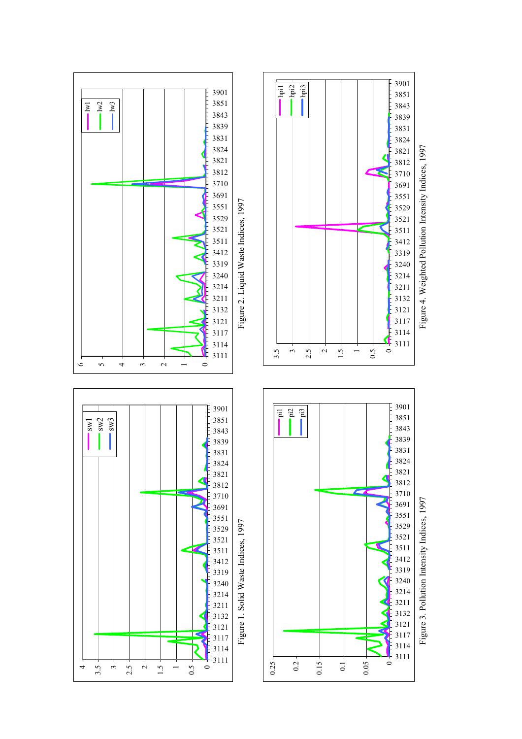4
3.5
3
2.5
2
1.5
1
0.5
0

3111
3114
3117
3121
3132
3211
3214
3240
3319
3412
3511
3521
3529
3551
3691
3710
3812
3821
3824
3831
3839
3843
3851
3901

sw1
sw2
sw3

Figure 1. Solid Waste Indices, 1997

6
5
4
3
2
1
0

3111
3114
3117
3121
3132
3211
3214
3240
3319
3412
3511
3521
3529
3551
3691
3710
3812
3821
3824
3831
3839
3843
3851
3901

lw1
lw2
lw3

Figure 2. Liquid Waste Indices, 1997

0.25
0.2
0.15
0.1
0.05
0

3111
3114
3117
3121
3132
3211
3214
3240
3319
3412
3511
3521
3529
3551
3691
3710
3812
3821
3824
3831
3839
3843
3851
3901

pi1
pi2
pi3

Figure 3. Pollution Intensity Indices, 1997

3.5
3
2.5
2
1.5
1
0.5
0

3111
3114
3117
3121
3132
3211
3214
3240
3319
3412
3511
3521
3529
3551
3691
3710
3812
3821
3824
3831
3839
3843
3851
3901

hpi1
hpi2
hpi3

Figure 4. Weighted Pollution Intensity Indices, 1997